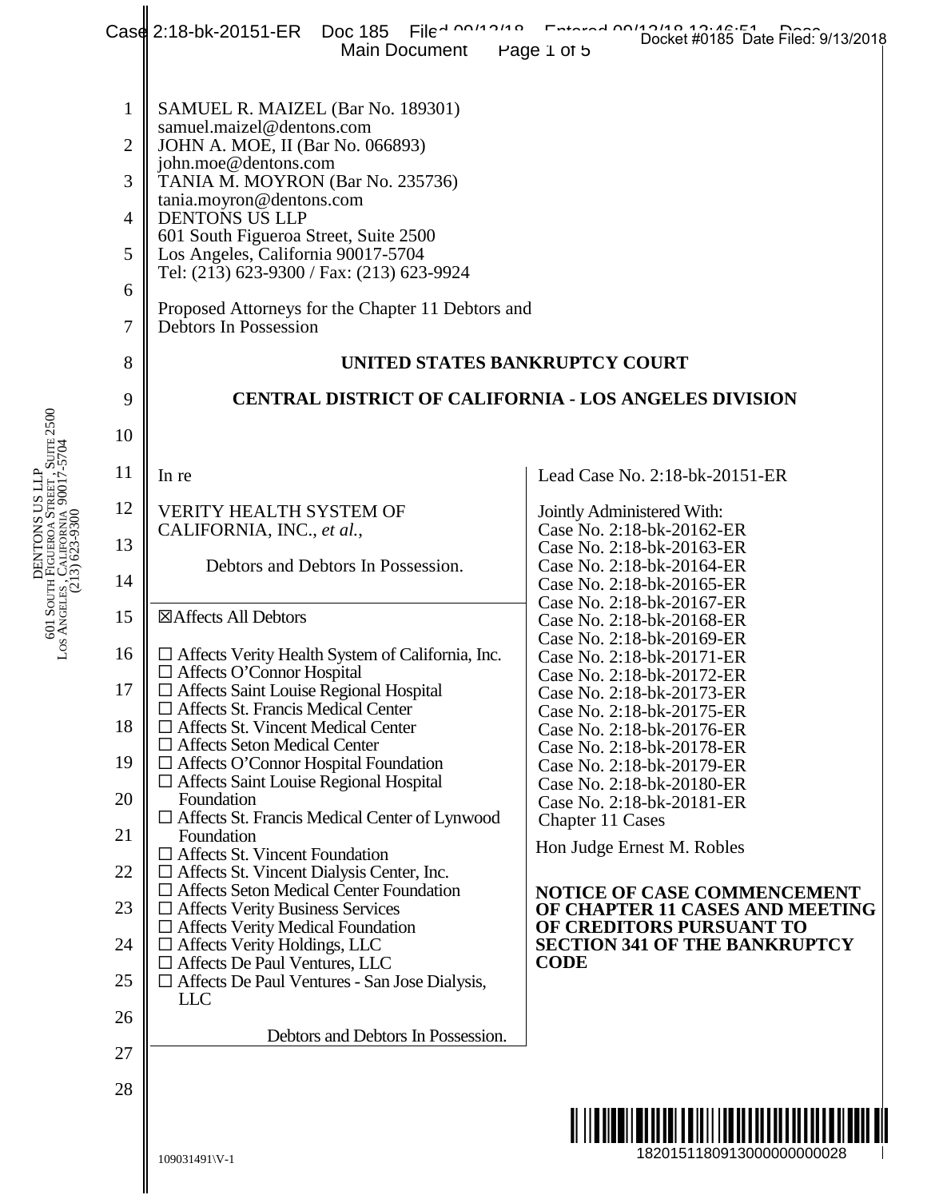SAMUEL R. MAIZEL (Bar No. 189301)
samuel.maizel@dentons.com
JOHN A. MOE, II (Bar No. 066893)
john.moe@dentons.com
TANIA M. MOYRON (Bar No. 235736)
tania.moyron@dentons.com
DENTONS US LLP
601 South Figueroa Street, Suite 2500
Los Angeles, California 90017-5704
Tel: (213) 623-9300 / Fax: (213) 623-9924

Proposed Attorneys for the Chapter 11 Debtors and Debtors In Possession

**UNITED STATES BANKRUPTCY COURT**

**CENTRAL DISTRICT OF CALIFORNIA - LOS ANGELES DIVISION**

In re

VERITY HEALTH SYSTEM OF CALIFORNIA, INC., *et al.*,

Debtors and Debtors In Possession.

☒Affects All Debtors

☐ Affects Verity Health System of California, Inc.
☐ Affects O'Connor Hospital
☐ Affects Saint Louise Regional Hospital
☐ Affects St. Francis Medical Center
☐ Affects St. Vincent Medical Center
☐ Affects Seton Medical Center
☐ Affects O'Connor Hospital Foundation
☐ Affects Saint Louise Regional Hospital Foundation
☐ Affects St. Francis Medical Center of Lynwood Foundation
☐ Affects St. Vincent Foundation
☐ Affects St. Vincent Dialysis Center, Inc.
☐ Affects Seton Medical Center Foundation
☐ Affects Verity Business Services
☐ Affects Verity Medical Foundation
☐ Affects Verity Holdings, LLC
☐ Affects De Paul Ventures, LLC
☐ Affects De Paul Ventures - San Jose Dialysis, LLC

Debtors and Debtors In Possession.

Lead Case No. 2:18-bk-20151-ER

Jointly Administered With:
Case No. 2:18-bk-20162-ER
Case No. 2:18-bk-20163-ER
Case No. 2:18-bk-20164-ER
Case No. 2:18-bk-20165-ER
Case No. 2:18-bk-20167-ER
Case No. 2:18-bk-20168-ER
Case No. 2:18-bk-20169-ER
Case No. 2:18-bk-20171-ER
Case No. 2:18-bk-20172-ER
Case No. 2:18-bk-20173-ER
Case No. 2:18-bk-20175-ER
Case No. 2:18-bk-20176-ER
Case No. 2:18-bk-20178-ER
Case No. 2:18-bk-20179-ER
Case No. 2:18-bk-20180-ER
Case No. 2:18-bk-20181-ER
Chapter 11 Cases

Hon Judge Ernest M. Robles

**NOTICE OF CASE COMMENCEMENT OF CHAPTER 11 CASES AND MEETING OF CREDITORS PURSUANT TO SECTION 341 OF THE BANKRUPTCY CODE**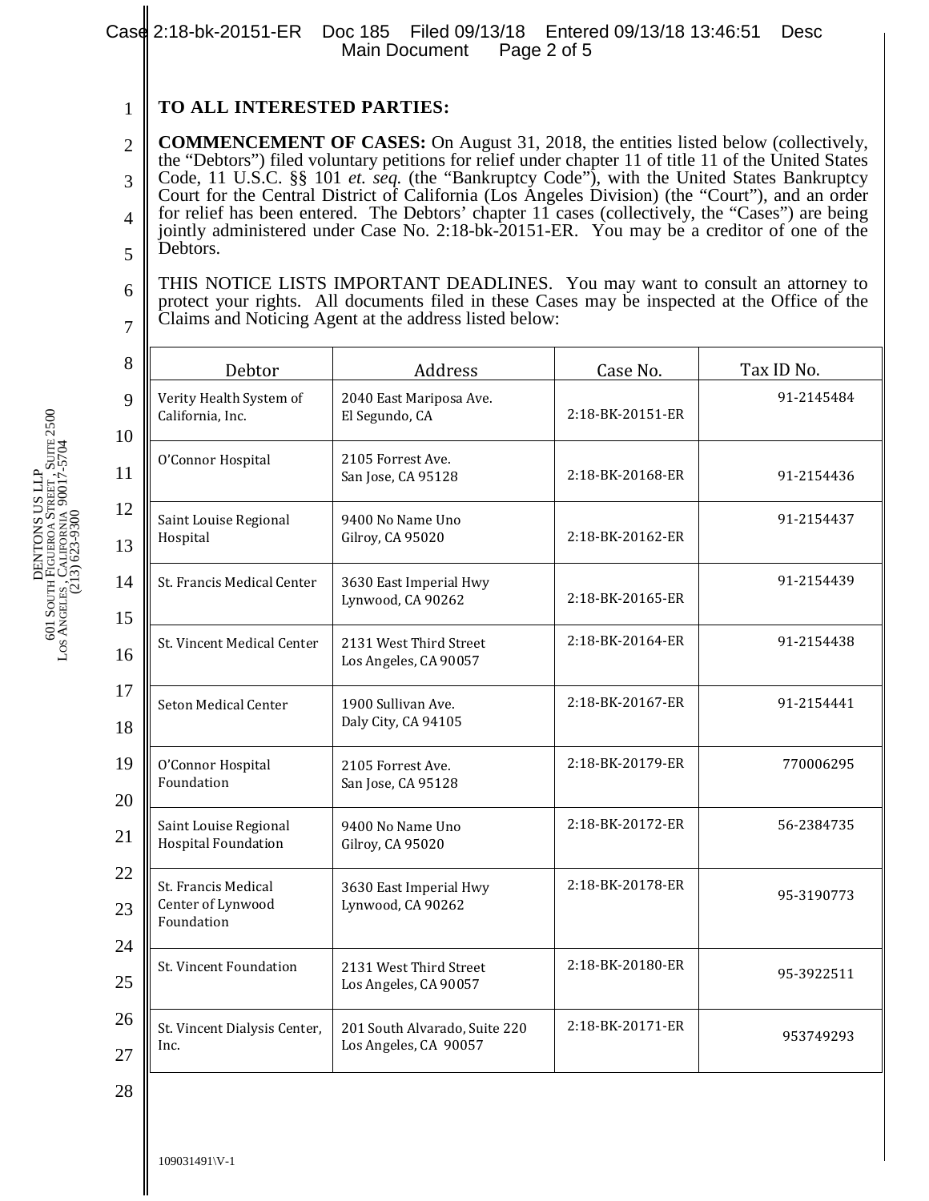**TO ALL INTERESTED PARTIES:**

**COMMENCEMENT OF CASES:** On August 31, 2018, the entities listed below (collectively, the "Debtors") filed voluntary petitions for relief under chapter 11 of title 11 of the United States Code, 11 U.S.C. §§ 101 *et. seq.* (the "Bankruptcy Code"), with the United States Bankruptcy Court for the Central District of California (Los Angeles Division) (the "Court"), and an order for relief has been entered. The Debtors' chapter 11 cases (collectively, the "Cases") are being jointly administered under Case No. 2:18-bk-20151-ER. You may be a creditor of one of the Debtors.

THIS NOTICE LISTS IMPORTANT DEADLINES. You may want to consult an attorney to protect your rights. All documents filed in these Cases may be inspected at the Office of the Claims and Noticing Agent at the address listed below:

| Debtor | Address | Case No. | Tax ID No. |
|---|---|---|---|
| Verity Health System of California, Inc. | 2040 East Mariposa Ave. El Segundo, CA | 2:18-BK-20151-ER | 91-2145484 |
| O'Connor Hospital | 2105 Forrest Ave. San Jose, CA 95128 | 2:18-BK-20168-ER | 91-2154436 |
| Saint Louise Regional Hospital | 9400 No Name Uno Gilroy, CA 95020 | 2:18-BK-20162-ER | 91-2154437 |
| St. Francis Medical Center | 3630 East Imperial Hwy Lynwood, CA 90262 | 2:18-BK-20165-ER | 91-2154439 |
| St. Vincent Medical Center | 2131 West Third Street Los Angeles, CA 90057 | 2:18-BK-20164-ER | 91-2154438 |
| Seton Medical Center | 1900 Sullivan Ave. Daly City, CA 94105 | 2:18-BK-20167-ER | 91-2154441 |
| O'Connor Hospital Foundation | 2105 Forrest Ave. San Jose, CA 95128 | 2:18-BK-20179-ER | 770006295 |
| Saint Louise Regional Hospital Foundation | 9400 No Name Uno Gilroy, CA 95020 | 2:18-BK-20172-ER | 56-2384735 |
| St. Francis Medical Center of Lynwood Foundation | 3630 East Imperial Hwy Lynwood, CA 90262 | 2:18-BK-20178-ER | 95-3190773 |
| St. Vincent Foundation | 2131 West Third Street Los Angeles, CA 90057 | 2:18-BK-20180-ER | 95-3922511 |
| St. Vincent Dialysis Center, Inc. | 201 South Alvarado, Suite 220 Los Angeles, CA 90057 | 2:18-BK-20171-ER | 953749293 |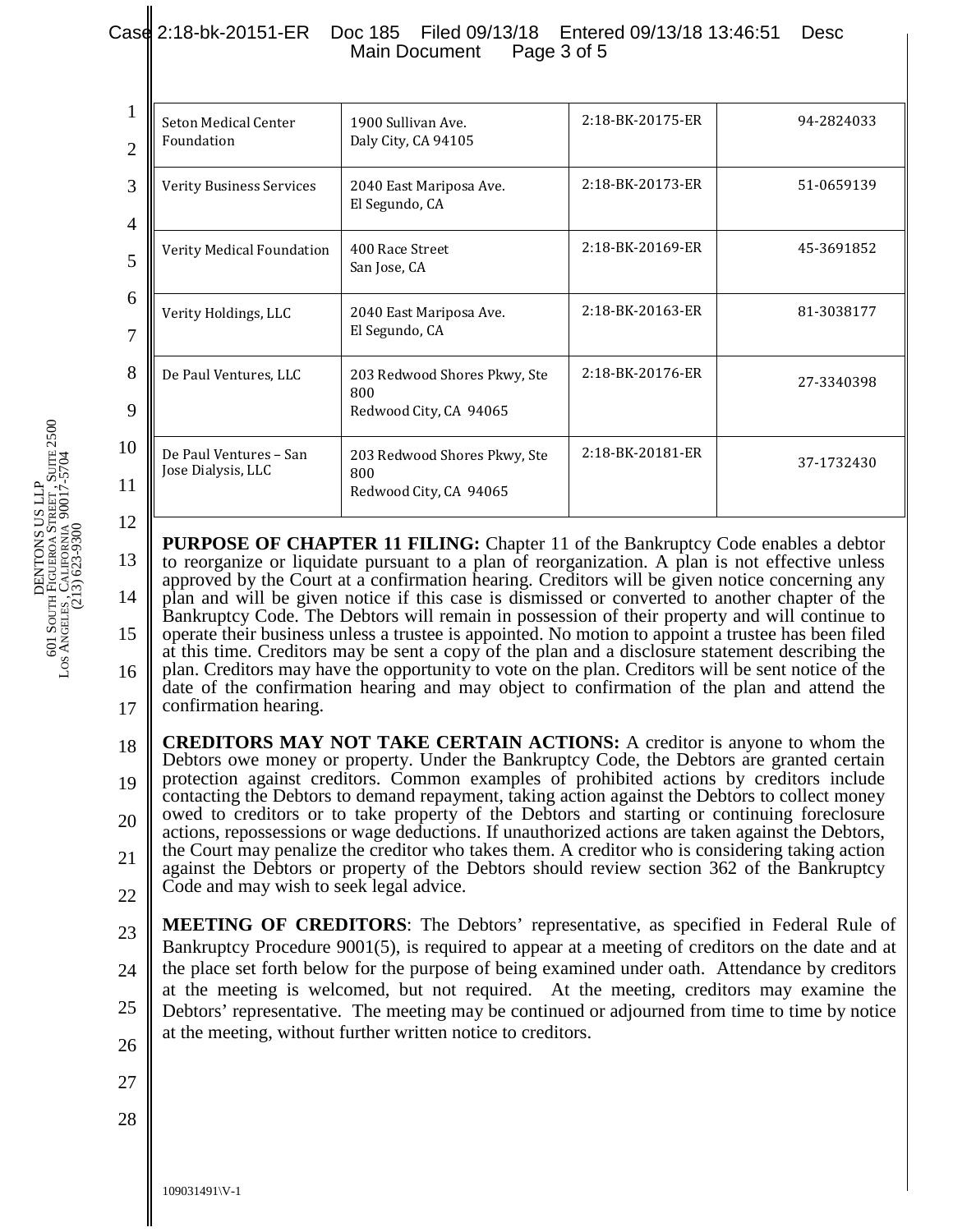| Seton Medical Center Foundation | 1900 Sullivan Ave. Daly City, CA 94105 | 2:18-BK-20175-ER | 94-2824033 |
|---|---|---|---|
| Verity Business Services | 2040 East Mariposa Ave. El Segundo, CA | 2:18-BK-20173-ER | 51-0659139 |
| Verity Medical Foundation | 400 Race Street San Jose, CA | 2:18-BK-20169-ER | 45-3691852 |
| Verity Holdings, LLC | 2040 East Mariposa Ave. El Segundo, CA | 2:18-BK-20163-ER | 81-3038177 |
| De Paul Ventures, LLC | 203 Redwood Shores Pkwy, Ste 800 Redwood City, CA 94065 | 2:18-BK-20176-ER | 27-3340398 |
| De Paul Ventures – San Jose Dialysis, LLC | 203 Redwood Shores Pkwy, Ste 800 Redwood City, CA 94065 | 2:18-BK-20181-ER | 37-1732430 |

**PURPOSE OF CHAPTER 11 FILING:** Chapter 11 of the Bankruptcy Code enables a debtor to reorganize or liquidate pursuant to a plan of reorganization. A plan is not effective unless approved by the Court at a confirmation hearing. Creditors will be given notice concerning any plan and will be given notice if this case is dismissed or converted to another chapter of the Bankruptcy Code. The Debtors will remain in possession of their property and will continue to operate their business unless a trustee is appointed. No motion to appoint a trustee has been filed at this time. Creditors may be sent a copy of the plan and a disclosure statement describing the plan. Creditors may have the opportunity to vote on the plan. Creditors will be sent notice of the date of the confirmation hearing and may object to confirmation of the plan and attend the confirmation hearing.

**CREDITORS MAY NOT TAKE CERTAIN ACTIONS:** A creditor is anyone to whom the Debtors owe money or property. Under the Bankruptcy Code, the Debtors are granted certain protection against creditors. Common examples of prohibited actions by creditors include contacting the Debtors to demand repayment, taking action against the Debtors to collect money owed to creditors or to take property of the Debtors and starting or continuing foreclosure actions, repossessions or wage deductions. If unauthorized actions are taken against the Debtors, the Court may penalize the creditor who takes them. A creditor who is considering taking action against the Debtors or property of the Debtors should review section 362 of the Bankruptcy Code and may wish to seek legal advice.

**MEETING OF CREDITORS**: The Debtors' representative, as specified in Federal Rule of Bankruptcy Procedure 9001(5), is required to appear at a meeting of creditors on the date and at the place set forth below for the purpose of being examined under oath. Attendance by creditors at the meeting is welcomed, but not required. At the meeting, creditors may examine the Debtors' representative. The meeting may be continued or adjourned from time to time by notice at the meeting, without further written notice to creditors.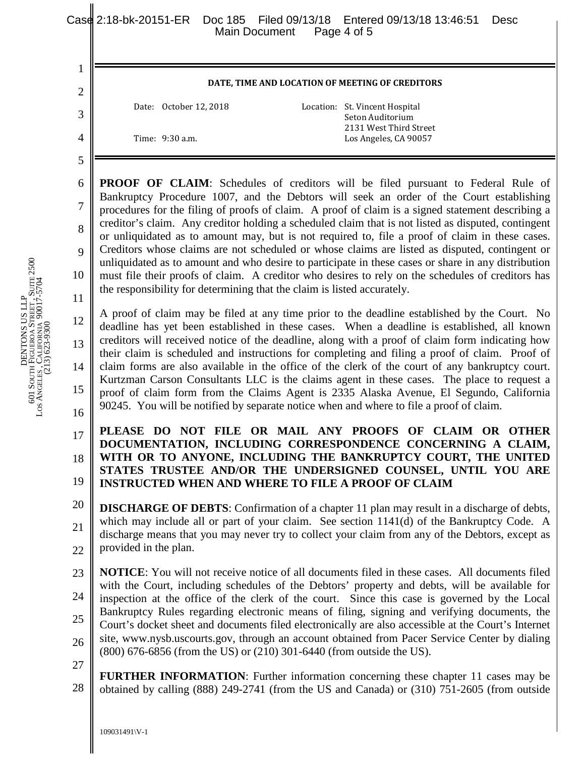**DATE, TIME AND LOCATION OF MEETING OF CREDITORS**

| | |
|---|---|
| Date: October 12, 2018 | Location: St. Vincent Hospital<br>Seton Auditorium<br>2131 West Third Street |
| Time: 9:30 a.m. | Los Angeles, CA 90057 |

**PROOF OF CLAIM**: Schedules of creditors will be filed pursuant to Federal Rule of Bankruptcy Procedure 1007, and the Debtors will seek an order of the Court establishing procedures for the filing of proofs of claim. A proof of claim is a signed statement describing a creditor's claim. Any creditor holding a scheduled claim that is not listed as disputed, contingent or unliquidated as to amount may, but is not required to, file a proof of claim in these cases. Creditors whose claims are not scheduled or whose claims are listed as disputed, contingent or unliquidated as to amount and who desire to participate in these cases or share in any distribution must file their proofs of claim. A creditor who desires to rely on the schedules of creditors has the responsibility for determining that the claim is listed accurately.

A proof of claim may be filed at any time prior to the deadline established by the Court. No deadline has yet been established in these cases. When a deadline is established, all known creditors will received notice of the deadline, along with a proof of claim form indicating how their claim is scheduled and instructions for completing and filing a proof of claim. Proof of claim forms are also available in the office of the clerk of the court of any bankruptcy court. Kurtzman Carson Consultants LLC is the claims agent in these cases. The place to request a proof of claim form from the Claims Agent is 2335 Alaska Avenue, El Segundo, California 90245. You will be notified by separate notice when and where to file a proof of claim.

**PLEASE DO NOT FILE OR MAIL ANY PROOFS OF CLAIM OR OTHER DOCUMENTATION, INCLUDING CORRESPONDENCE CONCERNING A CLAIM, WITH OR TO ANYONE, INCLUDING THE BANKRUPTCY COURT, THE UNITED STATES TRUSTEE AND/OR THE UNDERSIGNED COUNSEL, UNTIL YOU ARE INSTRUCTED WHEN AND WHERE TO FILE A PROOF OF CLAIM**

**DISCHARGE OF DEBTS**: Confirmation of a chapter 11 plan may result in a discharge of debts, which may include all or part of your claim. See section 1141(d) of the Bankruptcy Code. A discharge means that you may never try to collect your claim from any of the Debtors, except as provided in the plan.

**NOTICE**: You will not receive notice of all documents filed in these cases. All documents filed with the Court, including schedules of the Debtors' property and debts, will be available for inspection at the office of the clerk of the court. Since this case is governed by the Local Bankruptcy Rules regarding electronic means of filing, signing and verifying documents, the Court's docket sheet and documents filed electronically are also accessible at the Court's Internet site, www.nysb.uscourts.gov, through an account obtained from Pacer Service Center by dialing (800) 676-6856 (from the US) or (210) 301-6440 (from outside the US).

**FURTHER INFORMATION**: Further information concerning these chapter 11 cases may be obtained by calling (888) 249-2741 (from the US and Canada) or (310) 751-2605 (from outside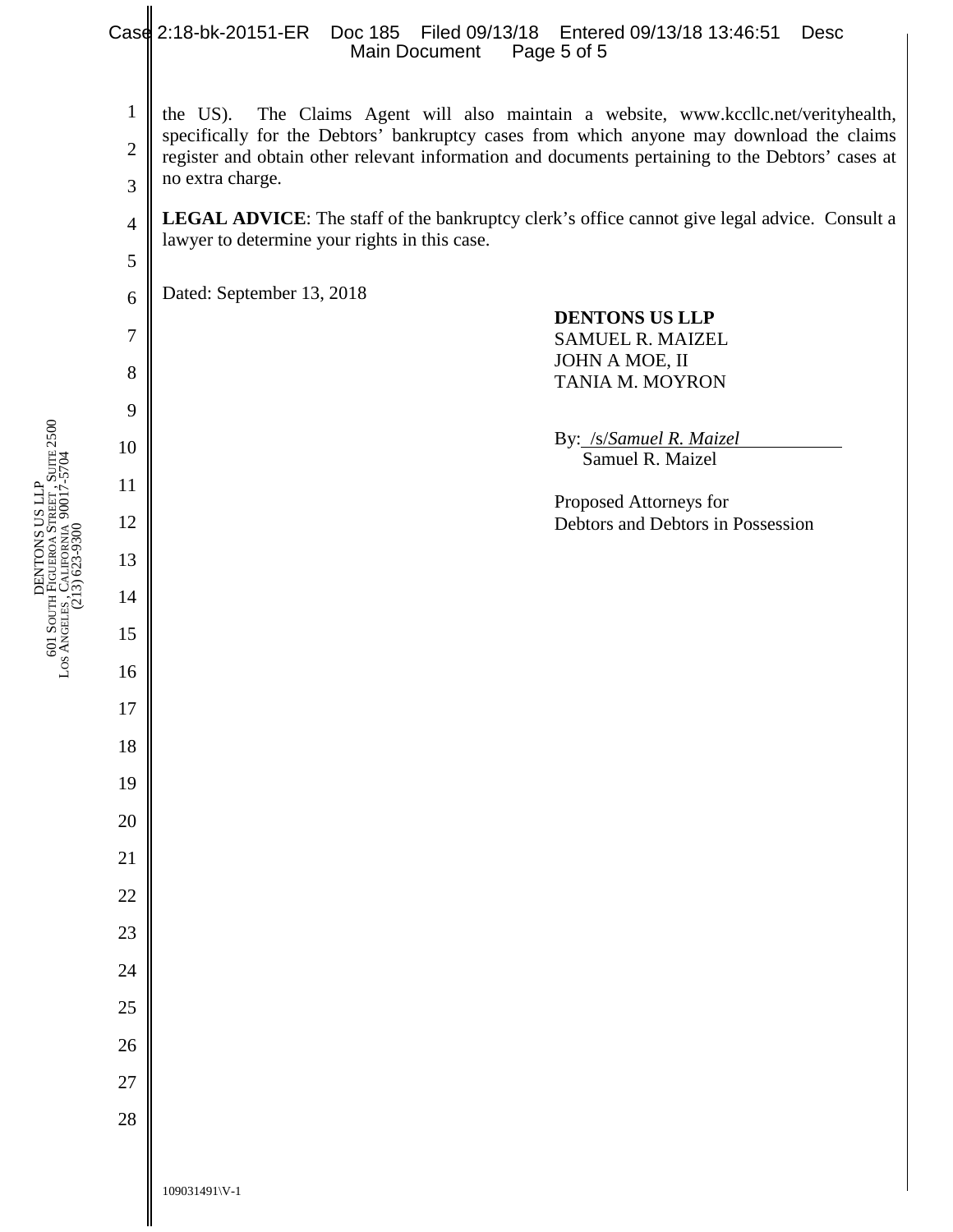the US). The Claims Agent will also maintain a website, www.kccllc.net/verityhealth, specifically for the Debtors' bankruptcy cases from which anyone may download the claims register and obtain other relevant information and documents pertaining to the Debtors' cases at no extra charge.

**LEGAL ADVICE**: The staff of the bankruptcy clerk's office cannot give legal advice. Consult a lawyer to determine your rights in this case.

Dated: September 13, 2018

**DENTONS US LLP**
SAMUEL R. MAIZEL
JOHN A MOE, II
TANIA M. MOYRON

By: /s/*Samuel R. Maizel*
Samuel R. Maizel

Proposed Attorneys for
Debtors and Debtors in Possession